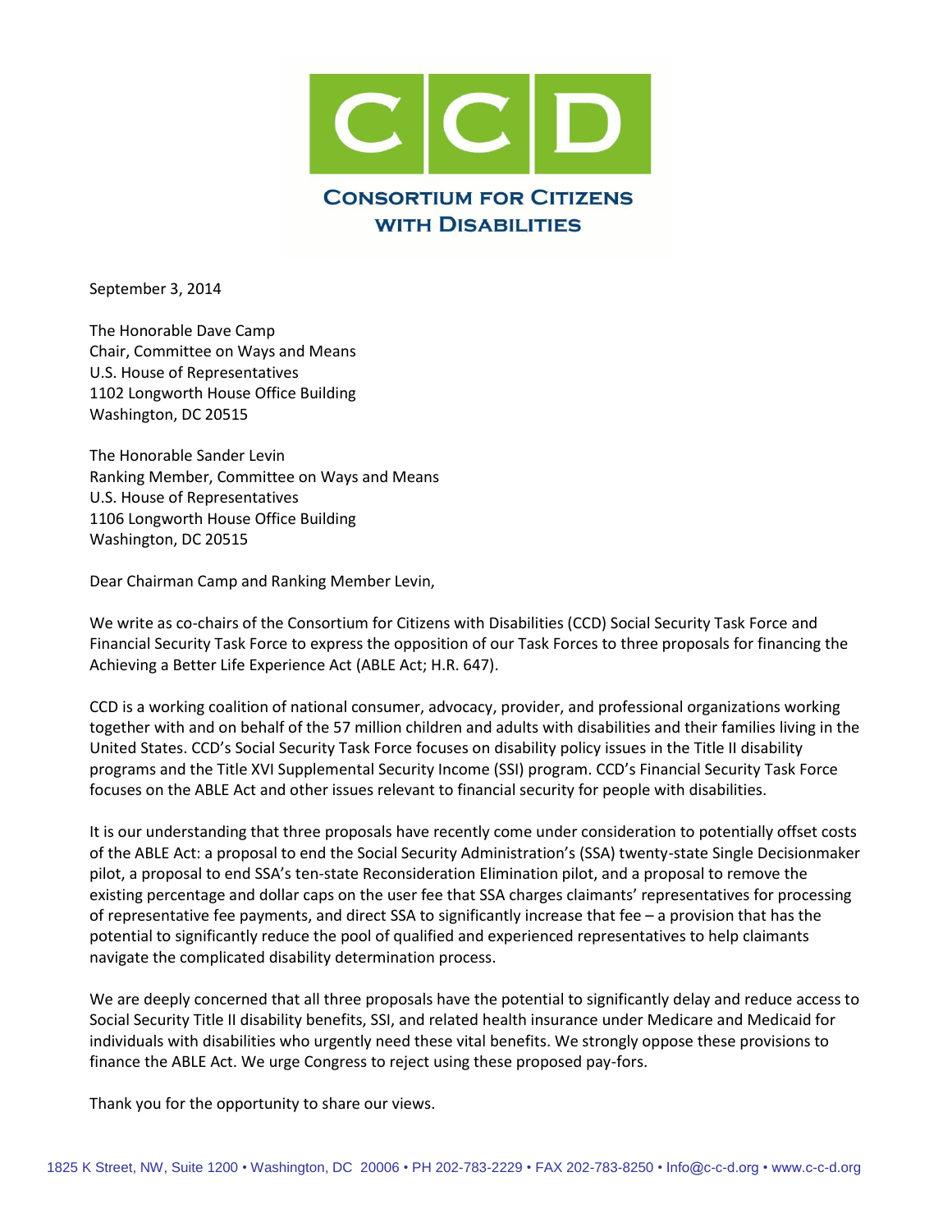# CCD

**CONSORTIUM FOR CITIZENS WITH DISABILITIES**

September 3, 2014

The Honorable Dave Camp
Chair, Committee on Ways and Means
U.S. House of Representatives
1102 Longworth House Office Building
Washington, DC 20515

The Honorable Sander Levin
Ranking Member, Committee on Ways and Means
U.S. House of Representatives
1106 Longworth House Office Building
Washington, DC 20515

Dear Chairman Camp and Ranking Member Levin,

We write as co-chairs of the Consortium for Citizens with Disabilities (CCD) Social Security Task Force and Financial Security Task Force to express the opposition of our Task Forces to three proposals for financing the Achieving a Better Life Experience Act (ABLE Act; H.R. 647).

CCD is a working coalition of national consumer, advocacy, provider, and professional organizations working together with and on behalf of the 57 million children and adults with disabilities and their families living in the United States. CCD's Social Security Task Force focuses on disability policy issues in the Title II disability programs and the Title XVI Supplemental Security Income (SSI) program. CCD's Financial Security Task Force focuses on the ABLE Act and other issues relevant to financial security for people with disabilities.

It is our understanding that three proposals have recently come under consideration to potentially offset costs of the ABLE Act: a proposal to end the Social Security Administration's (SSA) twenty-state Single Decisionmaker pilot, a proposal to end SSA's ten-state Reconsideration Elimination pilot, and a proposal to remove the existing percentage and dollar caps on the user fee that SSA charges claimants' representatives for processing of representative fee payments, and direct SSA to significantly increase that fee – a provision that has the potential to significantly reduce the pool of qualified and experienced representatives to help claimants navigate the complicated disability determination process.

We are deeply concerned that all three proposals have the potential to significantly delay and reduce access to Social Security Title II disability benefits, SSI, and related health insurance under Medicare and Medicaid for individuals with disabilities who urgently need these vital benefits. We strongly oppose these provisions to finance the ABLE Act. We urge Congress to reject using these proposed pay-fors.

Thank you for the opportunity to share our views.

1825 K Street, NW, Suite 1200 • Washington, DC 20006 • PH 202-783-2229 • FAX 202-783-8250 • Info@c-c-d.org • www.c-c-d.org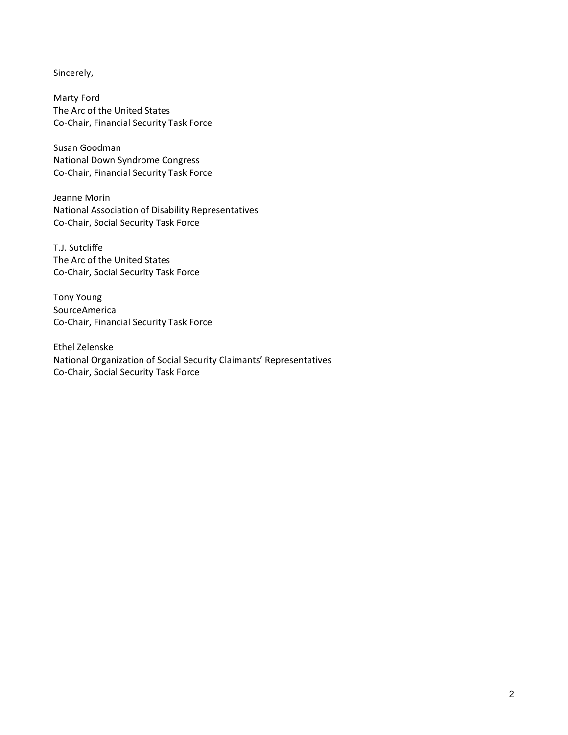Sincerely,

Marty Ford
The Arc of the United States
Co-Chair, Financial Security Task Force

Susan Goodman
National Down Syndrome Congress
Co-Chair, Financial Security Task Force

Jeanne Morin
National Association of Disability Representatives
Co-Chair, Social Security Task Force

T.J. Sutcliffe
The Arc of the United States
Co-Chair, Social Security Task Force

Tony Young
SourceAmerica
Co-Chair, Financial Security Task Force

Ethel Zelenske
National Organization of Social Security Claimants' Representatives
Co-Chair, Social Security Task Force